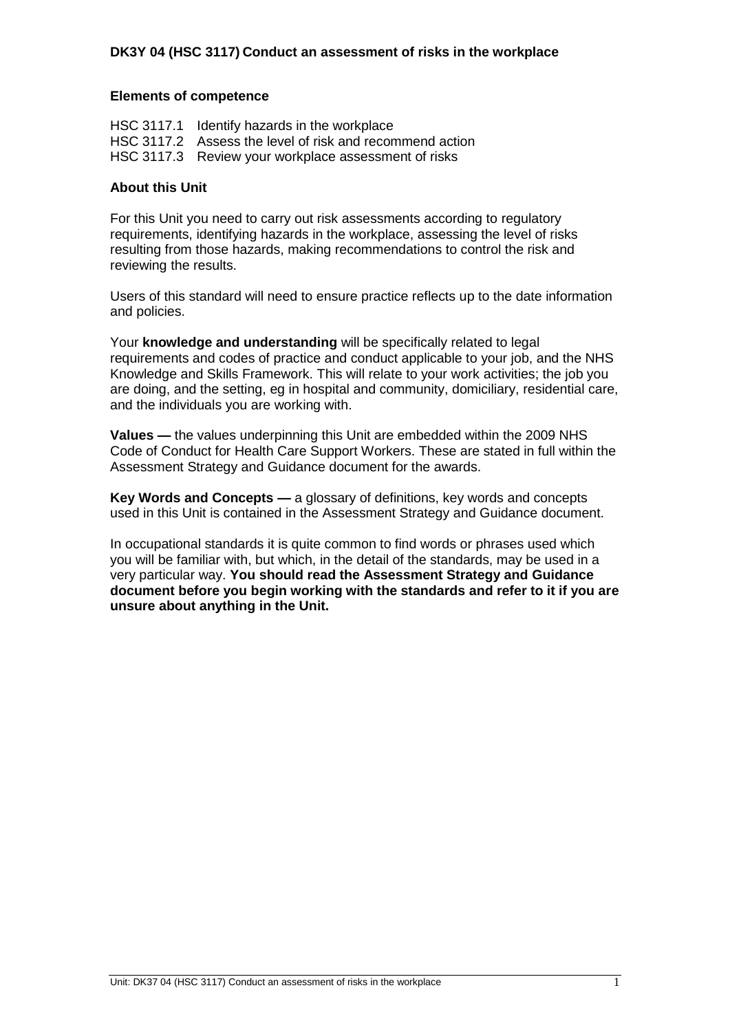# DK3Y 04 (HSC 3117) Conduct an assessment of risks in the workplace

## Elements of competence

HSC 3117.1 Identify hazards in the workplace
HSC 3117.2 Assess the level of risk and recommend action
HSC 3117.3 Review your workplace assessment of risks

## About this Unit

For this Unit you need to carry out risk assessments according to regulatory requirements, identifying hazards in the workplace, assessing the level of risks resulting from those hazards, making recommendations to control the risk and reviewing the results.

Users of this standard will need to ensure practice reflects up to the date information and policies.

Your **knowledge and understanding** will be specifically related to legal requirements and codes of practice and conduct applicable to your job, and the NHS Knowledge and Skills Framework. This will relate to your work activities; the job you are doing, and the setting, eg in hospital and community, domiciliary, residential care, and the individuals you are working with.

**Values —** the values underpinning this Unit are embedded within the 2009 NHS Code of Conduct for Health Care Support Workers. These are stated in full within the Assessment Strategy and Guidance document for the awards.

**Key Words and Concepts —** a glossary of definitions, key words and concepts used in this Unit is contained in the Assessment Strategy and Guidance document.

In occupational standards it is quite common to find words or phrases used which you will be familiar with, but which, in the detail of the standards, may be used in a very particular way. **You should read the Assessment Strategy and Guidance document before you begin working with the standards and refer to it if you are unsure about anything in the Unit.**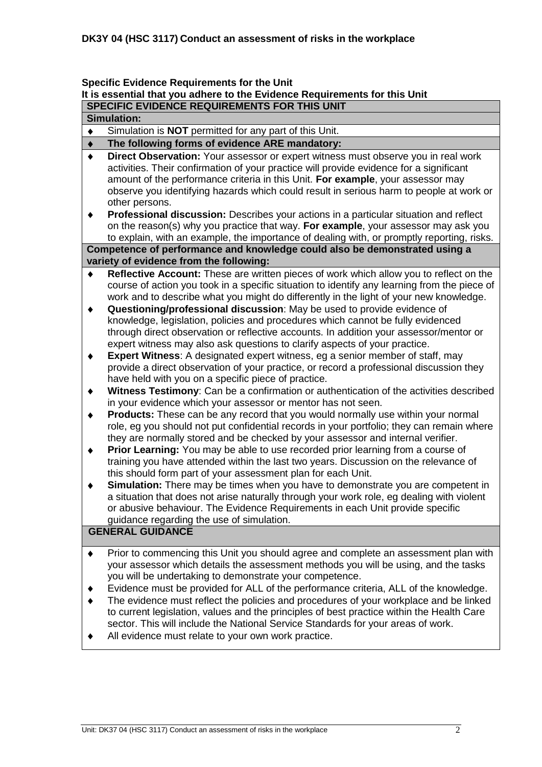**DK3Y 04 (HSC 3117) Conduct an assessment of risks in the workplace**

**Specific Evidence Requirements for the Unit**
**It is essential that you adhere to the Evidence Requirements for this Unit**

### SPECIFIC EVIDENCE REQUIREMENTS FOR THIS UNIT

**Simulation:**

- Simulation is **NOT** permitted for any part of this Unit.
- **The following forms of evidence ARE mandatory:**
- **Direct Observation:** Your assessor or expert witness must observe you in real work activities. Their confirmation of your practice will provide evidence for a significant amount of the performance criteria in this Unit. **For example**, your assessor may observe you identifying hazards which could result in serious harm to people at work or other persons.
- **Professional discussion:** Describes your actions in a particular situation and reflect on the reason(s) why you practice that way. **For example**, your assessor may ask you to explain, with an example, the importance of dealing with, or promptly reporting, risks.

**Competence of performance and knowledge could also be demonstrated using a variety of evidence from the following:**

- **Reflective Account:** These are written pieces of work which allow you to reflect on the course of action you took in a specific situation to identify any learning from the piece of work and to describe what you might do differently in the light of your new knowledge.
- **Questioning/professional discussion**: May be used to provide evidence of knowledge, legislation, policies and procedures which cannot be fully evidenced through direct observation or reflective accounts. In addition your assessor/mentor or expert witness may also ask questions to clarify aspects of your practice.
- **Expert Witness**: A designated expert witness, eg a senior member of staff, may provide a direct observation of your practice, or record a professional discussion they have held with you on a specific piece of practice.
- **Witness Testimony**: Can be a confirmation or authentication of the activities described in your evidence which your assessor or mentor has not seen.
- **Products:** These can be any record that you would normally use within your normal role, eg you should not put confidential records in your portfolio; they can remain where they are normally stored and be checked by your assessor and internal verifier.
- **Prior Learning:** You may be able to use recorded prior learning from a course of training you have attended within the last two years. Discussion on the relevance of this should form part of your assessment plan for each Unit.
- **Simulation:** There may be times when you have to demonstrate you are competent in a situation that does not arise naturally through your work role, eg dealing with violent or abusive behaviour. The Evidence Requirements in each Unit provide specific guidance regarding the use of simulation.

### GENERAL GUIDANCE

- Prior to commencing this Unit you should agree and complete an assessment plan with your assessor which details the assessment methods you will be using, and the tasks you will be undertaking to demonstrate your competence.
- Evidence must be provided for ALL of the performance criteria, ALL of the knowledge.
- The evidence must reflect the policies and procedures of your workplace and be linked to current legislation, values and the principles of best practice within the Health Care sector. This will include the National Service Standards for your areas of work.
- All evidence must relate to your own work practice.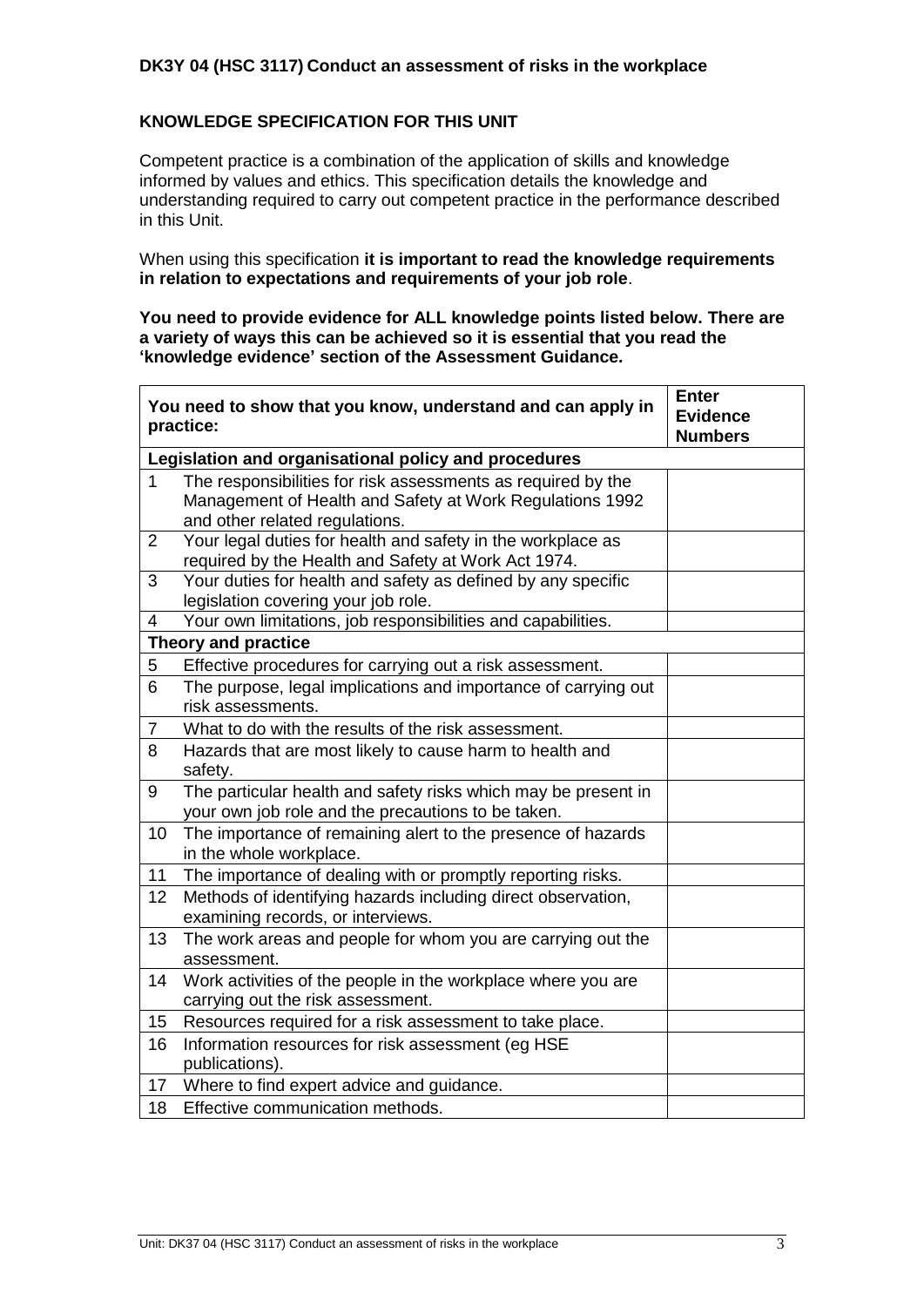**DK3Y 04 (HSC 3117) Conduct an assessment of risks in the workplace**

**KNOWLEDGE SPECIFICATION FOR THIS UNIT**

Competent practice is a combination of the application of skills and knowledge informed by values and ethics. This specification details the knowledge and understanding required to carry out competent practice in the performance described in this Unit.

When using this specification **it is important to read the knowledge requirements in relation to expectations and requirements of your job role**.

**You need to provide evidence for ALL knowledge points listed below. There are a variety of ways this can be achieved so it is essential that you read the 'knowledge evidence' section of the Assessment Guidance.**

| | You need to show that you know, understand and can apply in practice: | Enter Evidence Numbers |
|---|---|---|
| | **Legislation and organisational policy and procedures** | |
| 1 | The responsibilities for risk assessments as required by the Management of Health and Safety at Work Regulations 1992 and other related regulations. | |
| 2 | Your legal duties for health and safety in the workplace as required by the Health and Safety at Work Act 1974. | |
| 3 | Your duties for health and safety as defined by any specific legislation covering your job role. | |
| 4 | Your own limitations, job responsibilities and capabilities. | |
| | **Theory and practice** | |
| 5 | Effective procedures for carrying out a risk assessment. | |
| 6 | The purpose, legal implications and importance of carrying out risk assessments. | |
| 7 | What to do with the results of the risk assessment. | |
| 8 | Hazards that are most likely to cause harm to health and safety. | |
| 9 | The particular health and safety risks which may be present in your own job role and the precautions to be taken. | |
| 10 | The importance of remaining alert to the presence of hazards in the whole workplace. | |
| 11 | The importance of dealing with or promptly reporting risks. | |
| 12 | Methods of identifying hazards including direct observation, examining records, or interviews. | |
| 13 | The work areas and people for whom you are carrying out the assessment. | |
| 14 | Work activities of the people in the workplace where you are carrying out the risk assessment. | |
| 15 | Resources required for a risk assessment to take place. | |
| 16 | Information resources for risk assessment (eg HSE publications). | |
| 17 | Where to find expert advice and guidance. | |
| 18 | Effective communication methods. | |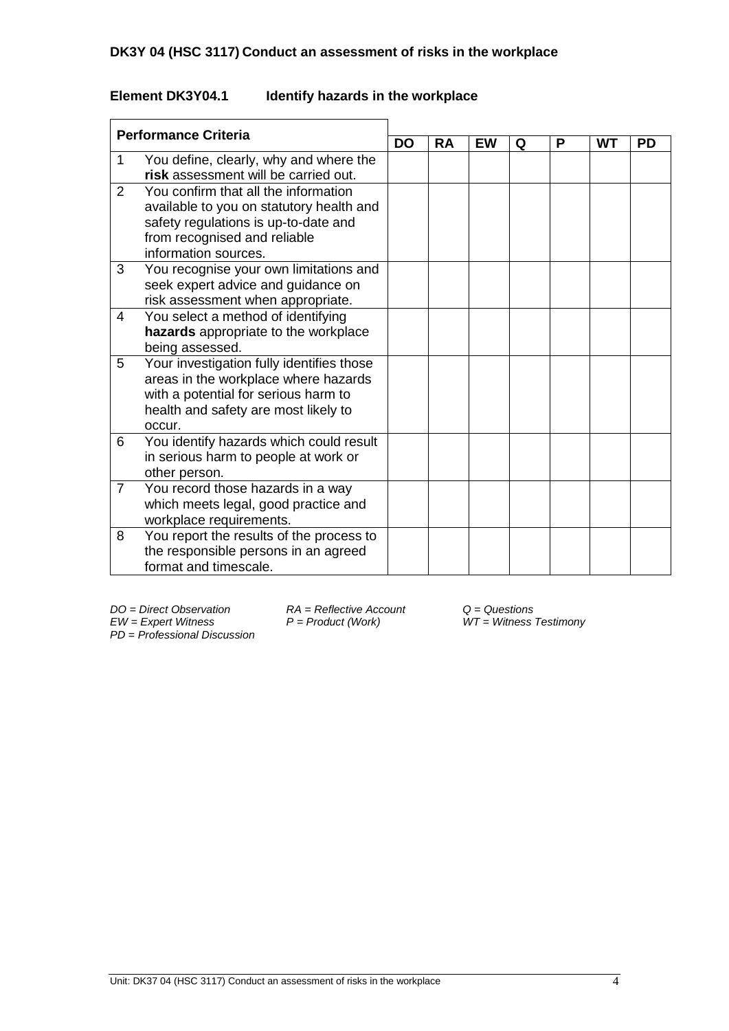### DK3Y 04 (HSC 3117) Conduct an assessment of risks in the workplace

**Element DK3Y04.1 Identify hazards in the workplace**

| Performance Criteria | | DO | RA | EW | Q | P | WT | PD |
|---|---|---|---|---|---|---|---|---|
| 1 | You define, clearly, why and where the **risk** assessment will be carried out. | | | | | | | |
| 2 | You confirm that all the information available to you on statutory health and safety regulations is up-to-date and from recognised and reliable information sources. | | | | | | | |
| 3 | You recognise your own limitations and seek expert advice and guidance on risk assessment when appropriate. | | | | | | | |
| 4 | You select a method of identifying **hazards** appropriate to the workplace being assessed. | | | | | | | |
| 5 | Your investigation fully identifies those areas in the workplace where hazards with a potential for serious harm to health and safety are most likely to occur. | | | | | | | |
| 6 | You identify hazards which could result in serious harm to people at work or other person. | | | | | | | |
| 7 | You record those hazards in a way which meets legal, good practice and workplace requirements. | | | | | | | |
| 8 | You report the results of the process to the responsible persons in an agreed format and timescale. | | | | | | | |

*DO = Direct Observation* *RA = Reflective Account* *Q = Questions*
*EW = Expert Witness* *P = Product (Work)* *WT = Witness Testimony*
*PD = Professional Discussion*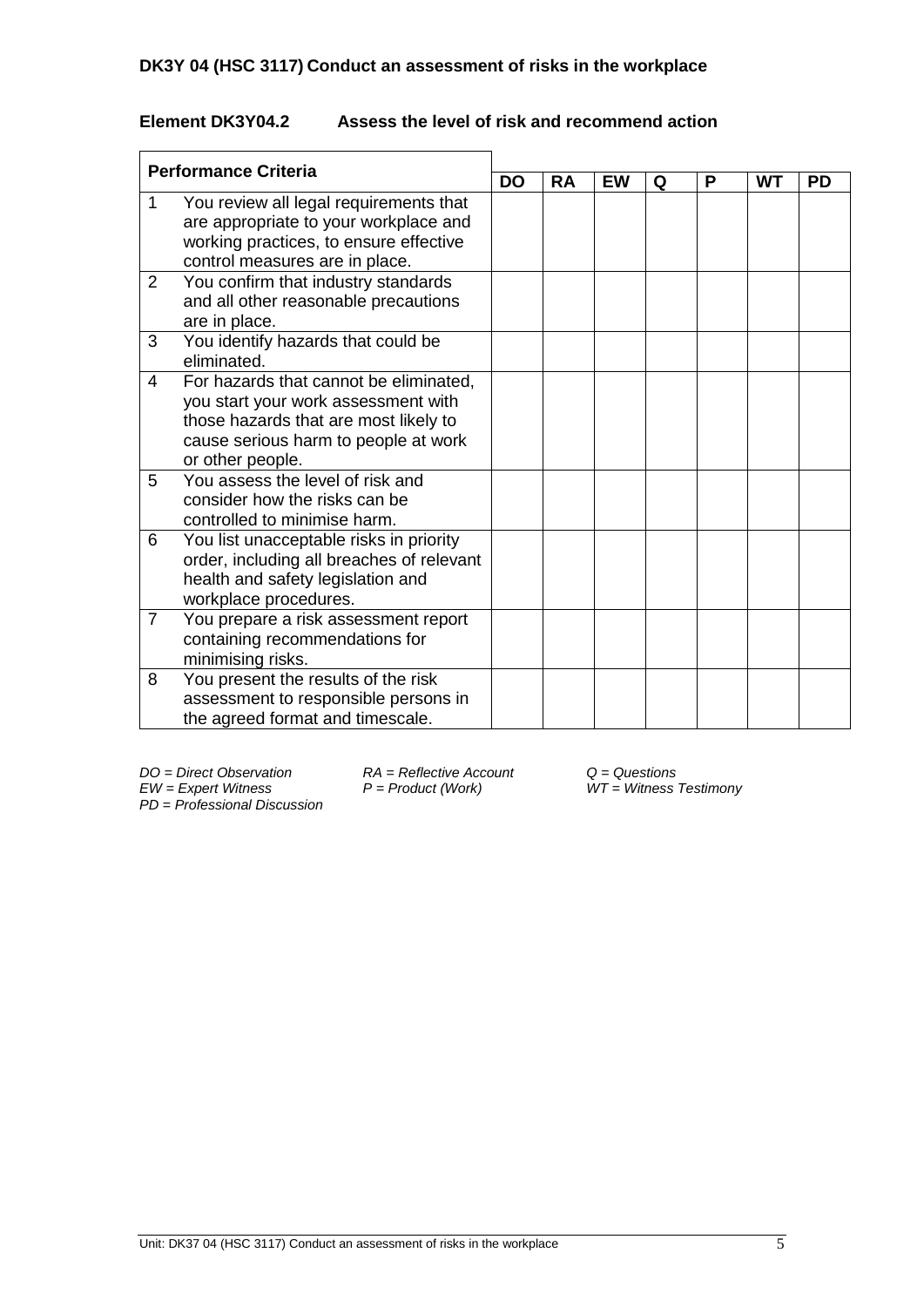### DK3Y 04 (HSC 3117) Conduct an assessment of risks in the workplace

**Element DK3Y04.2 Assess the level of risk and recommend action**

| Performance Criteria | | DO | RA | EW | Q | P | WT | PD |
|---|---|---|---|---|---|---|---|---|
| 1 | You review all legal requirements that are appropriate to your workplace and working practices, to ensure effective control measures are in place. | | | | | | | |
| 2 | You confirm that industry standards and all other reasonable precautions are in place. | | | | | | | |
| 3 | You identify hazards that could be eliminated. | | | | | | | |
| 4 | For hazards that cannot be eliminated, you start your work assessment with those hazards that are most likely to cause serious harm to people at work or other people. | | | | | | | |
| 5 | You assess the level of risk and consider how the risks can be controlled to minimise harm. | | | | | | | |
| 6 | You list unacceptable risks in priority order, including all breaches of relevant health and safety legislation and workplace procedures. | | | | | | | |
| 7 | You prepare a risk assessment report containing recommendations for minimising risks. | | | | | | | |
| 8 | You present the results of the risk assessment to responsible persons in the agreed format and timescale. | | | | | | | |

*DO = Direct Observation*
*RA = Reflective Account*
*Q = Questions*
*EW = Expert Witness*
*P = Product (Work)*
*WT = Witness Testimony*
*PD = Professional Discussion*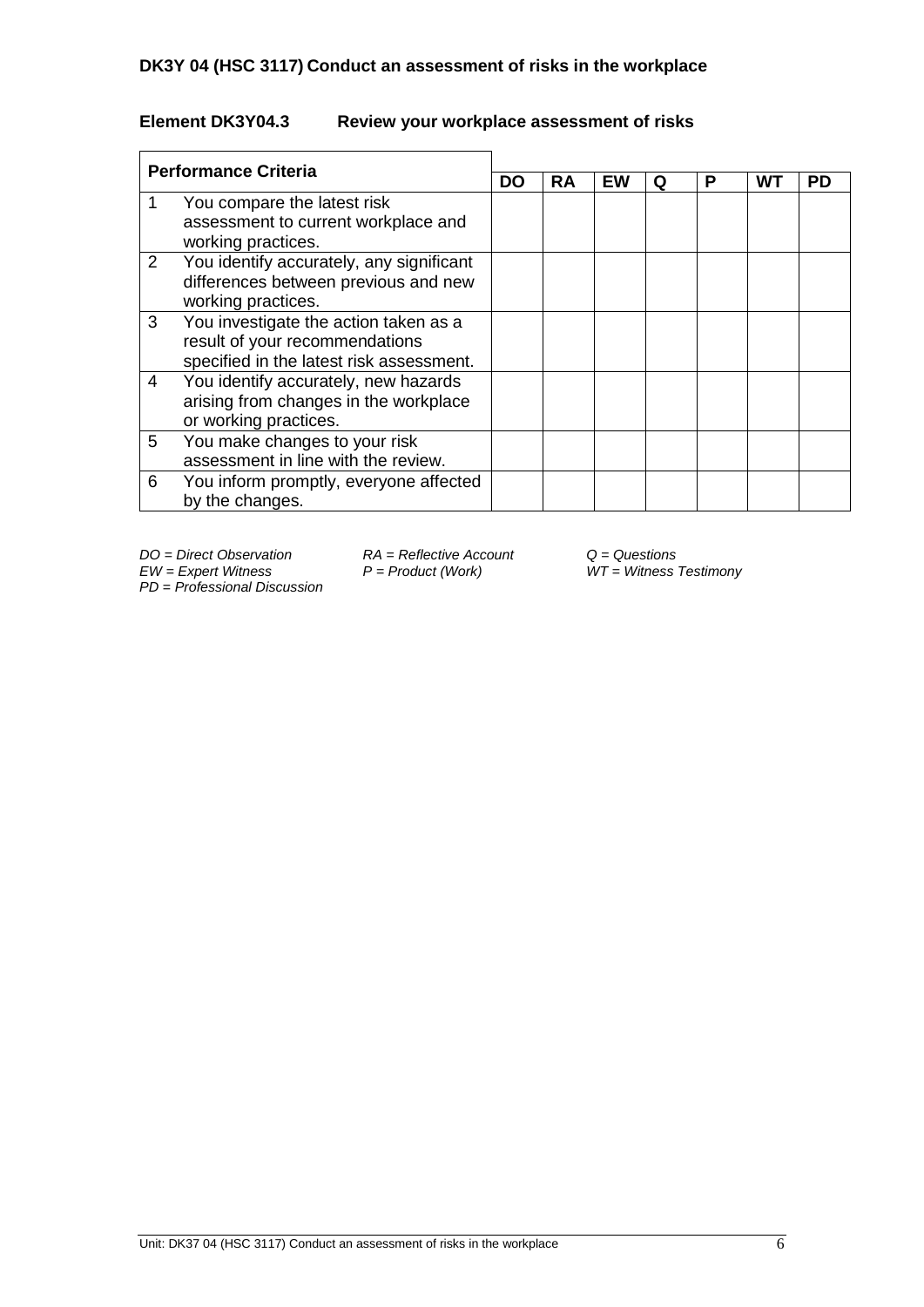**DK3Y 04 (HSC 3117) Conduct an assessment of risks in the workplace**

**Element DK3Y04.3 Review your workplace assessment of risks**

| Performance Criteria | | DO | RA | EW | Q | P | WT | PD |
|---|---|---|---|---|---|---|---|---|
| 1 | You compare the latest risk assessment to current workplace and working practices. | | | | | | | |
| 2 | You identify accurately, any significant differences between previous and new working practices. | | | | | | | |
| 3 | You investigate the action taken as a result of your recommendations specified in the latest risk assessment. | | | | | | | |
| 4 | You identify accurately, new hazards arising from changes in the workplace or working practices. | | | | | | | |
| 5 | You make changes to your risk assessment in line with the review. | | | | | | | |
| 6 | You inform promptly, everyone affected by the changes. | | | | | | | |

*DO = Direct Observation*
*RA = Reflective Account*
*Q = Questions*
*EW = Expert Witness*
*P = Product (Work)*
*WT = Witness Testimony*
*PD = Professional Discussion*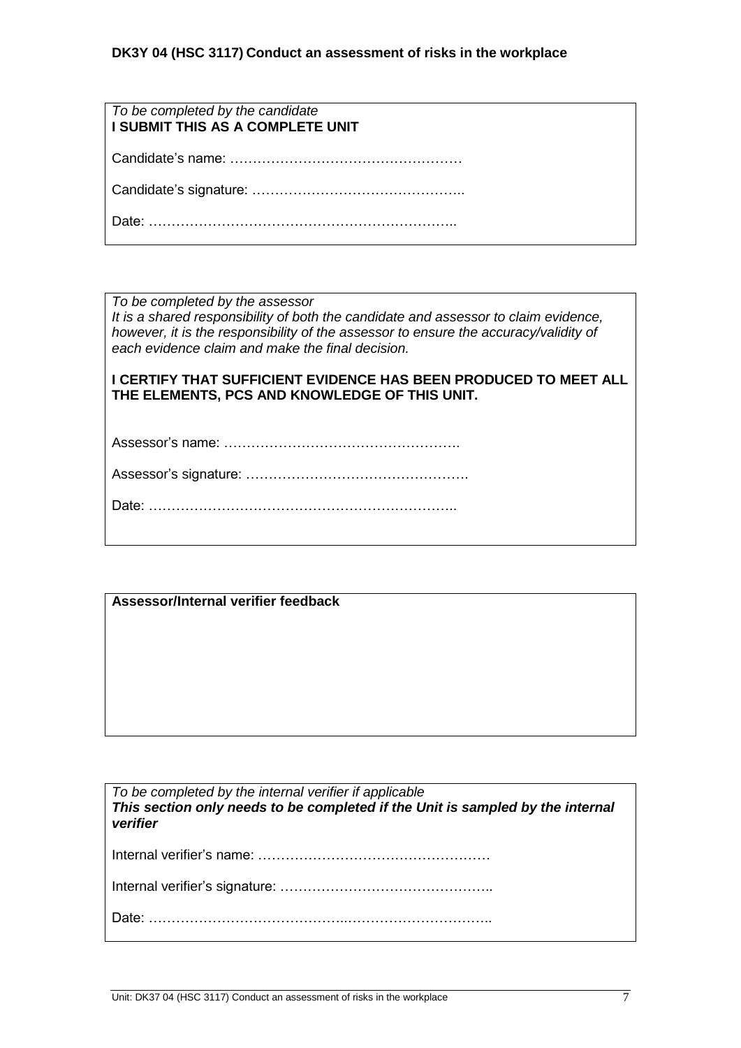**DK3Y 04 (HSC 3117) Conduct an assessment of risks in the workplace**

*To be completed by the candidate*
**I SUBMIT THIS AS A COMPLETE UNIT**

Candidate's name: ……………………………………………

Candidate's signature: ………………………………………..

Date: …………………………………………………………..

*To be completed by the assessor*
*It is a shared responsibility of both the candidate and assessor to claim evidence, however, it is the responsibility of the assessor to ensure the accuracy/validity of each evidence claim and make the final decision.*

**I CERTIFY THAT SUFFICIENT EVIDENCE HAS BEEN PRODUCED TO MEET ALL THE ELEMENTS, PCS AND KNOWLEDGE OF THIS UNIT.**

Assessor's name: …………………………………………….

Assessor's signature: ………………………………………….

Date: …………………………………………………………..

**Assessor/Internal verifier feedback**

*To be completed by the internal verifier if applicable*
***This section only needs to be completed if the Unit is sampled by the internal verifier***

Internal verifier's name: ……………………………………………

Internal verifier's signature: ………………………………………..

Date: …………………………………..…………………………..